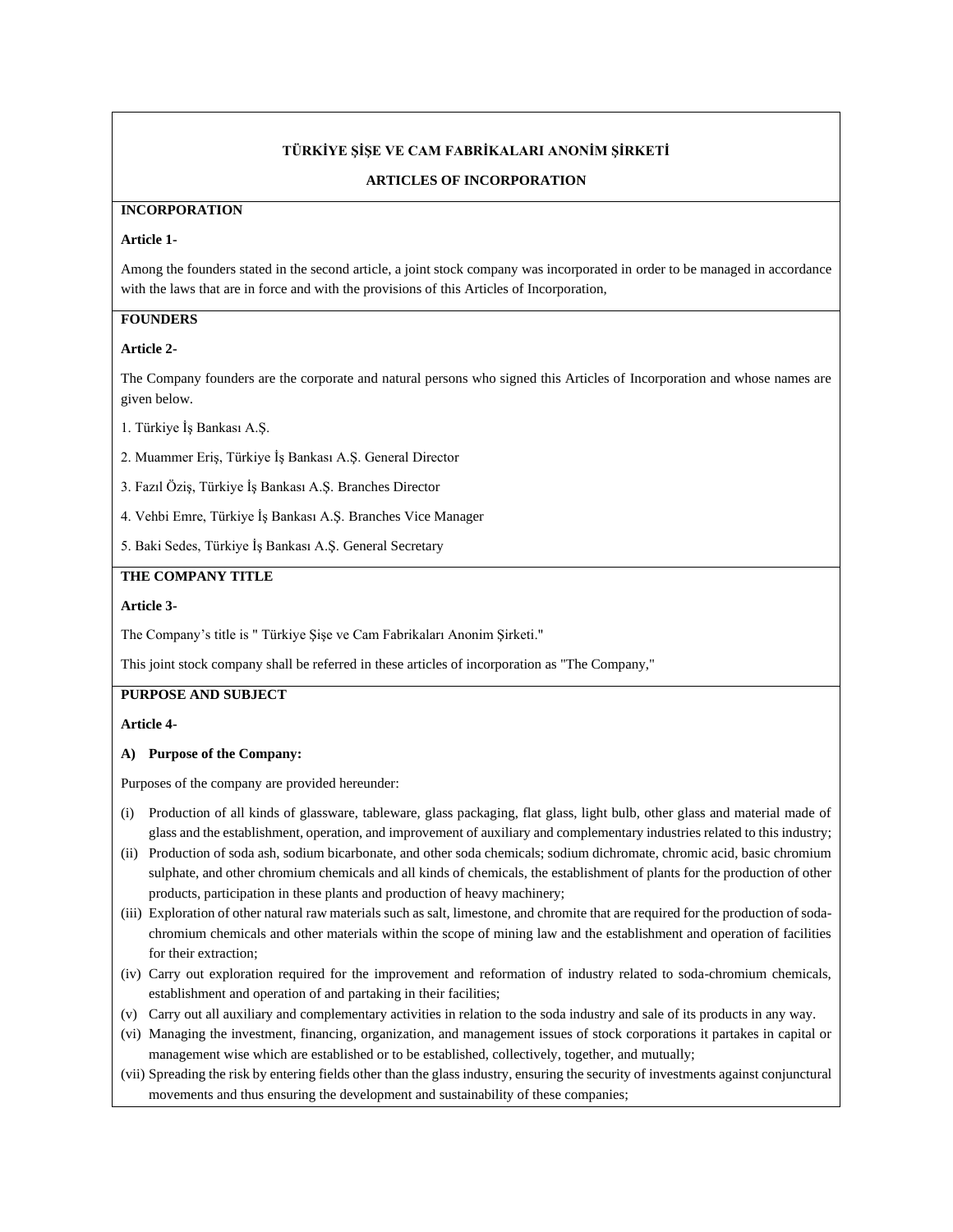# TÜRKİYE ŞİŞE VE CAM FABRİKALARI ANONİM ŞİRKETİ

## ARTICLES OF INCORPORATION

### INCORPORATION

**Article 1-**

Among the founders stated in the second article, a joint stock company was incorporated in order to be managed in accordance with the laws that are in force and with the provisions of this Articles of Incorporation,

### FOUNDERS

**Article 2-**

The Company founders are the corporate and natural persons who signed this Articles of Incorporation and whose names are given below.

1. Türkiye İş Bankası A.Ş.
2. Muammer Eriş, Türkiye İş Bankası A.Ş. General Director
3. Fazıl Öziş, Türkiye İş Bankası A.Ş. Branches Director
4. Vehbi Emre, Türkiye İş Bankası A.Ş. Branches Vice Manager
5. Baki Sedes, Türkiye İş Bankası A.Ş. General Secretary

### THE COMPANY TITLE

**Article 3-**

The Company's title is " Türkiye Şişe ve Cam Fabrikaları Anonim Şirketi."

This joint stock company shall be referred in these articles of incorporation as "The Company,"

### PURPOSE AND SUBJECT

**Article 4-**

**A) Purpose of the Company:**

Purposes of the company are provided hereunder:

(i) Production of all kinds of glassware, tableware, glass packaging, flat glass, light bulb, other glass and material made of glass and the establishment, operation, and improvement of auxiliary and complementary industries related to this industry;

(ii) Production of soda ash, sodium bicarbonate, and other soda chemicals; sodium dichromate, chromic acid, basic chromium sulphate, and other chromium chemicals and all kinds of chemicals, the establishment of plants for the production of other products, participation in these plants and production of heavy machinery;

(iii) Exploration of other natural raw materials such as salt, limestone, and chromite that are required for the production of soda-chromium chemicals and other materials within the scope of mining law and the establishment and operation of facilities for their extraction;

(iv) Carry out exploration required for the improvement and reformation of industry related to soda-chromium chemicals, establishment and operation of and partaking in their facilities;

(v) Carry out all auxiliary and complementary activities in relation to the soda industry and sale of its products in any way.

(vi) Managing the investment, financing, organization, and management issues of stock corporations it partakes in capital or management wise which are established or to be established, collectively, together, and mutually;

(vii) Spreading the risk by entering fields other than the glass industry, ensuring the security of investments against conjunctural movements and thus ensuring the development and sustainability of these companies;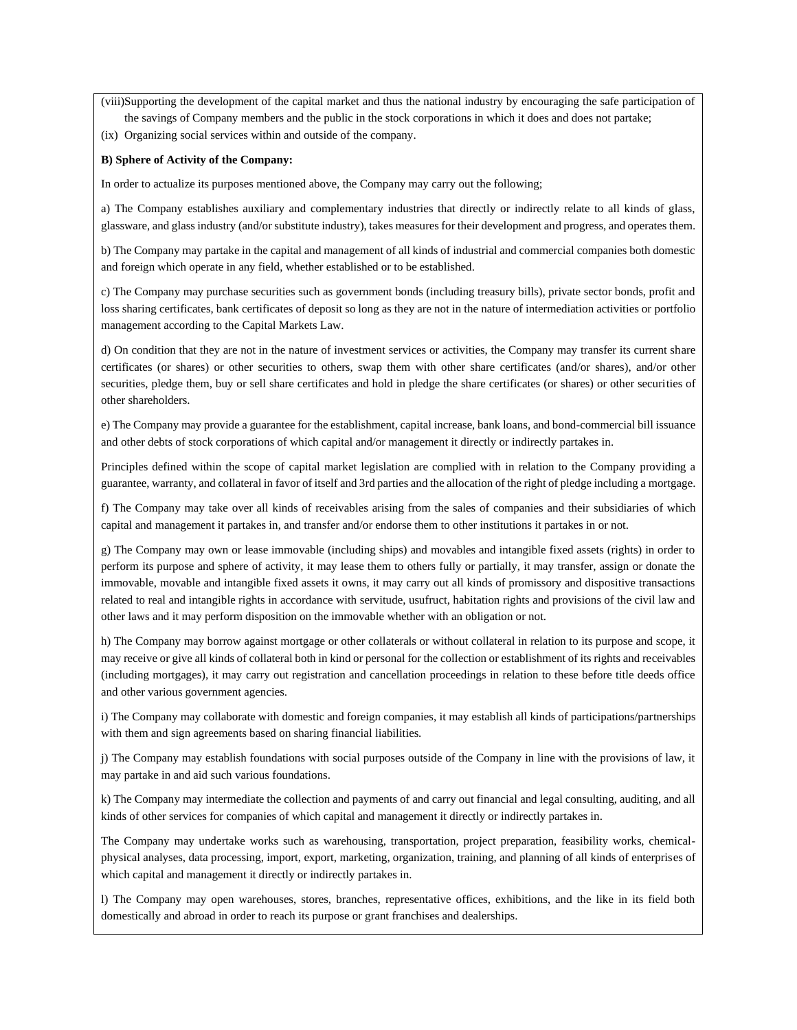(viii)Supporting the development of the capital market and thus the national industry by encouraging the safe participation of the savings of Company members and the public in the stock corporations in which it does and does not partake;

(ix) Organizing social services within and outside of the company.

**B) Sphere of Activity of the Company:**

In order to actualize its purposes mentioned above, the Company may carry out the following;

a) The Company establishes auxiliary and complementary industries that directly or indirectly relate to all kinds of glass, glassware, and glass industry (and/or substitute industry), takes measures for their development and progress, and operates them.

b) The Company may partake in the capital and management of all kinds of industrial and commercial companies both domestic and foreign which operate in any field, whether established or to be established.

c) The Company may purchase securities such as government bonds (including treasury bills), private sector bonds, profit and loss sharing certificates, bank certificates of deposit so long as they are not in the nature of intermediation activities or portfolio management according to the Capital Markets Law.

d) On condition that they are not in the nature of investment services or activities, the Company may transfer its current share certificates (or shares) or other securities to others, swap them with other share certificates (and/or shares), and/or other securities, pledge them, buy or sell share certificates and hold in pledge the share certificates (or shares) or other securities of other shareholders.

e) The Company may provide a guarantee for the establishment, capital increase, bank loans, and bond-commercial bill issuance and other debts of stock corporations of which capital and/or management it directly or indirectly partakes in.

Principles defined within the scope of capital market legislation are complied with in relation to the Company providing a guarantee, warranty, and collateral in favor of itself and 3rd parties and the allocation of the right of pledge including a mortgage.

f) The Company may take over all kinds of receivables arising from the sales of companies and their subsidiaries of which capital and management it partakes in, and transfer and/or endorse them to other institutions it partakes in or not.

g) The Company may own or lease immovable (including ships) and movables and intangible fixed assets (rights) in order to perform its purpose and sphere of activity, it may lease them to others fully or partially, it may transfer, assign or donate the immovable, movable and intangible fixed assets it owns, it may carry out all kinds of promissory and dispositive transactions related to real and intangible rights in accordance with servitude, usufruct, habitation rights and provisions of the civil law and other laws and it may perform disposition on the immovable whether with an obligation or not.

h) The Company may borrow against mortgage or other collaterals or without collateral in relation to its purpose and scope, it may receive or give all kinds of collateral both in kind or personal for the collection or establishment of its rights and receivables (including mortgages), it may carry out registration and cancellation proceedings in relation to these before title deeds office and other various government agencies.

i) The Company may collaborate with domestic and foreign companies, it may establish all kinds of participations/partnerships with them and sign agreements based on sharing financial liabilities.

j) The Company may establish foundations with social purposes outside of the Company in line with the provisions of law, it may partake in and aid such various foundations.

k) The Company may intermediate the collection and payments of and carry out financial and legal consulting, auditing, and all kinds of other services for companies of which capital and management it directly or indirectly partakes in.

The Company may undertake works such as warehousing, transportation, project preparation, feasibility works, chemical-physical analyses, data processing, import, export, marketing, organization, training, and planning of all kinds of enterprises of which capital and management it directly or indirectly partakes in.

l) The Company may open warehouses, stores, branches, representative offices, exhibitions, and the like in its field both domestically and abroad in order to reach its purpose or grant franchises and dealerships.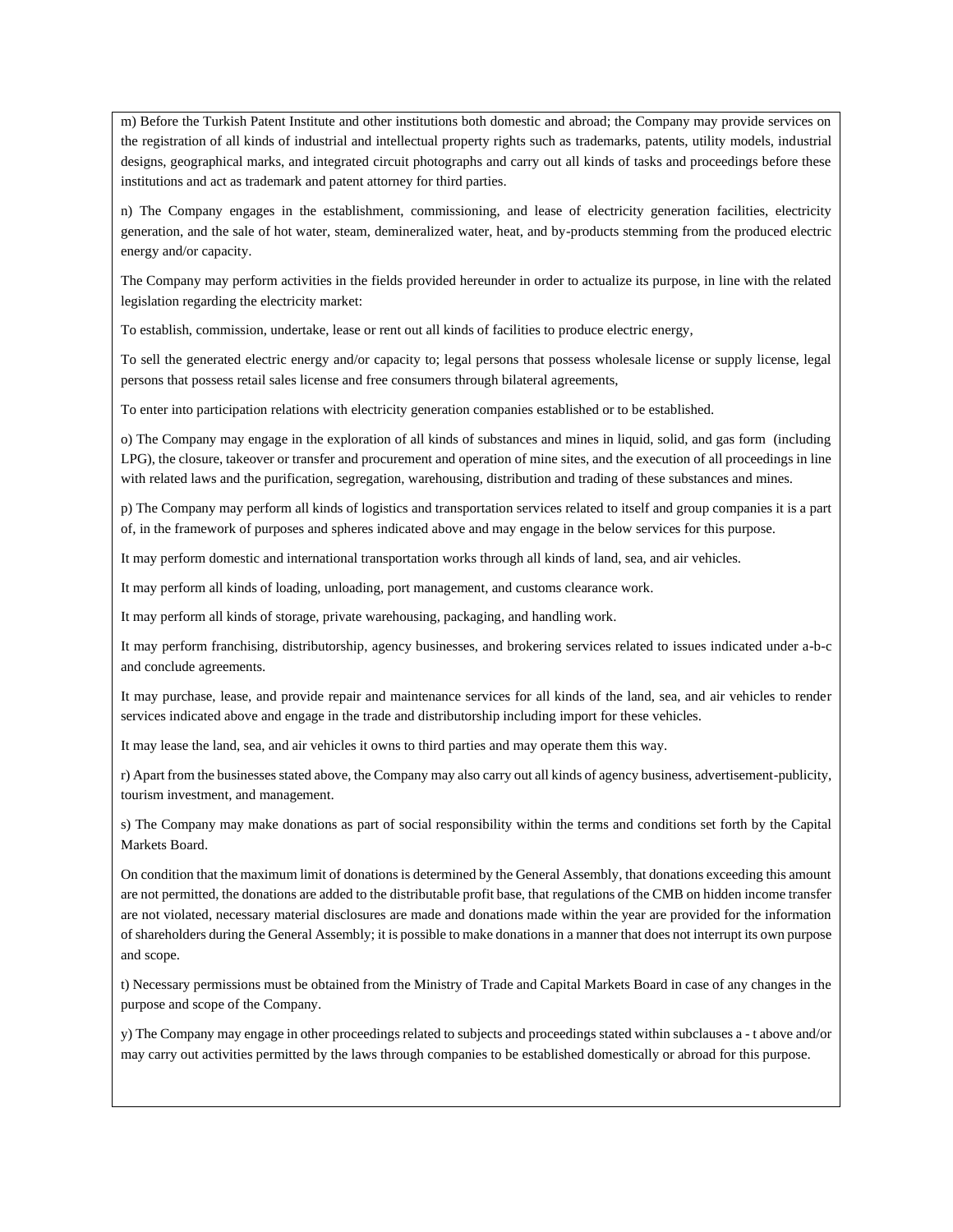m) Before the Turkish Patent Institute and other institutions both domestic and abroad; the Company may provide services on the registration of all kinds of industrial and intellectual property rights such as trademarks, patents, utility models, industrial designs, geographical marks, and integrated circuit photographs and carry out all kinds of tasks and proceedings before these institutions and act as trademark and patent attorney for third parties.

n) The Company engages in the establishment, commissioning, and lease of electricity generation facilities, electricity generation, and the sale of hot water, steam, demineralized water, heat, and by-products stemming from the produced electric energy and/or capacity.

The Company may perform activities in the fields provided hereunder in order to actualize its purpose, in line with the related legislation regarding the electricity market:

To establish, commission, undertake, lease or rent out all kinds of facilities to produce electric energy,

To sell the generated electric energy and/or capacity to; legal persons that possess wholesale license or supply license, legal persons that possess retail sales license and free consumers through bilateral agreements,

To enter into participation relations with electricity generation companies established or to be established.

o) The Company may engage in the exploration of all kinds of substances and mines in liquid, solid, and gas form (including LPG), the closure, takeover or transfer and procurement and operation of mine sites, and the execution of all proceedings in line with related laws and the purification, segregation, warehousing, distribution and trading of these substances and mines.

p) The Company may perform all kinds of logistics and transportation services related to itself and group companies it is a part of, in the framework of purposes and spheres indicated above and may engage in the below services for this purpose.

It may perform domestic and international transportation works through all kinds of land, sea, and air vehicles.

It may perform all kinds of loading, unloading, port management, and customs clearance work.

It may perform all kinds of storage, private warehousing, packaging, and handling work.

It may perform franchising, distributorship, agency businesses, and brokering services related to issues indicated under a-b-c and conclude agreements.

It may purchase, lease, and provide repair and maintenance services for all kinds of the land, sea, and air vehicles to render services indicated above and engage in the trade and distributorship including import for these vehicles.

It may lease the land, sea, and air vehicles it owns to third parties and may operate them this way.

r) Apart from the businesses stated above, the Company may also carry out all kinds of agency business, advertisement-publicity, tourism investment, and management.

s) The Company may make donations as part of social responsibility within the terms and conditions set forth by the Capital Markets Board.

On condition that the maximum limit of donations is determined by the General Assembly, that donations exceeding this amount are not permitted, the donations are added to the distributable profit base, that regulations of the CMB on hidden income transfer are not violated, necessary material disclosures are made and donations made within the year are provided for the information of shareholders during the General Assembly; it is possible to make donations in a manner that does not interrupt its own purpose and scope.

t) Necessary permissions must be obtained from the Ministry of Trade and Capital Markets Board in case of any changes in the purpose and scope of the Company.

y) The Company may engage in other proceedings related to subjects and proceedings stated within subclauses a - t above and/or may carry out activities permitted by the laws through companies to be established domestically or abroad for this purpose.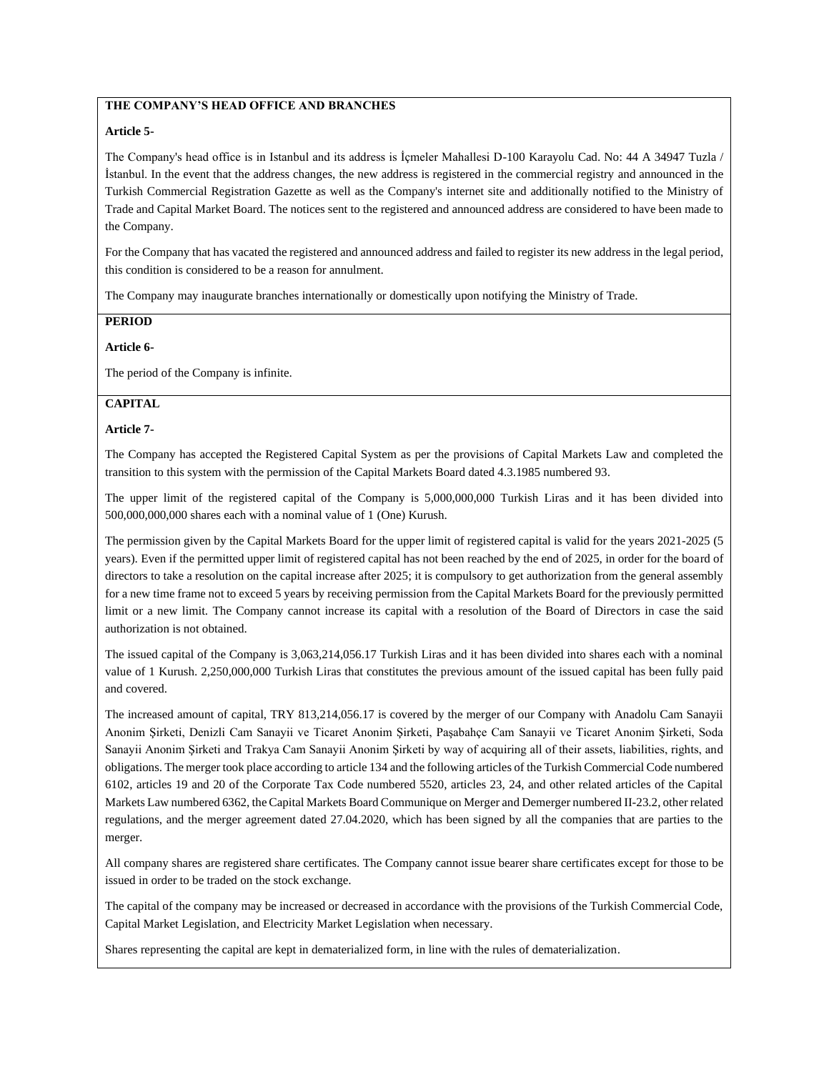**THE COMPANY'S HEAD OFFICE AND BRANCHES**

**Article 5-**

The Company's head office is in Istanbul and its address is İçmeler Mahallesi D-100 Karayolu Cad. No: 44 A 34947 Tuzla / İstanbul. In the event that the address changes, the new address is registered in the commercial registry and announced in the Turkish Commercial Registration Gazette as well as the Company's internet site and additionally notified to the Ministry of Trade and Capital Market Board. The notices sent to the registered and announced address are considered to have been made to the Company.

For the Company that has vacated the registered and announced address and failed to register its new address in the legal period, this condition is considered to be a reason for annulment.

The Company may inaugurate branches internationally or domestically upon notifying the Ministry of Trade.

**PERIOD**

**Article 6-**

The period of the Company is infinite.

**CAPITAL**

**Article 7-**

The Company has accepted the Registered Capital System as per the provisions of Capital Markets Law and completed the transition to this system with the permission of the Capital Markets Board dated 4.3.1985 numbered 93.

The upper limit of the registered capital of the Company is 5,000,000,000 Turkish Liras and it has been divided into 500,000,000,000 shares each with a nominal value of 1 (One) Kurush.

The permission given by the Capital Markets Board for the upper limit of registered capital is valid for the years 2021-2025 (5 years). Even if the permitted upper limit of registered capital has not been reached by the end of 2025, in order for the board of directors to take a resolution on the capital increase after 2025; it is compulsory to get authorization from the general assembly for a new time frame not to exceed 5 years by receiving permission from the Capital Markets Board for the previously permitted limit or a new limit. The Company cannot increase its capital with a resolution of the Board of Directors in case the said authorization is not obtained.

The issued capital of the Company is 3,063,214,056.17 Turkish Liras and it has been divided into shares each with a nominal value of 1 Kurush. 2,250,000,000 Turkish Liras that constitutes the previous amount of the issued capital has been fully paid and covered.

The increased amount of capital, TRY 813,214,056.17 is covered by the merger of our Company with Anadolu Cam Sanayii Anonim Şirketi, Denizli Cam Sanayii ve Ticaret Anonim Şirketi, Paşabahçe Cam Sanayii ve Ticaret Anonim Şirketi, Soda Sanayii Anonim Şirketi and Trakya Cam Sanayii Anonim Şirketi by way of acquiring all of their assets, liabilities, rights, and obligations. The merger took place according to article 134 and the following articles of the Turkish Commercial Code numbered 6102, articles 19 and 20 of the Corporate Tax Code numbered 5520, articles 23, 24, and other related articles of the Capital Markets Law numbered 6362, the Capital Markets Board Communique on Merger and Demerger numbered II-23.2, other related regulations, and the merger agreement dated 27.04.2020, which has been signed by all the companies that are parties to the merger.

All company shares are registered share certificates. The Company cannot issue bearer share certificates except for those to be issued in order to be traded on the stock exchange.

The capital of the company may be increased or decreased in accordance with the provisions of the Turkish Commercial Code, Capital Market Legislation, and Electricity Market Legislation when necessary.

Shares representing the capital are kept in dematerialized form, in line with the rules of dematerialization.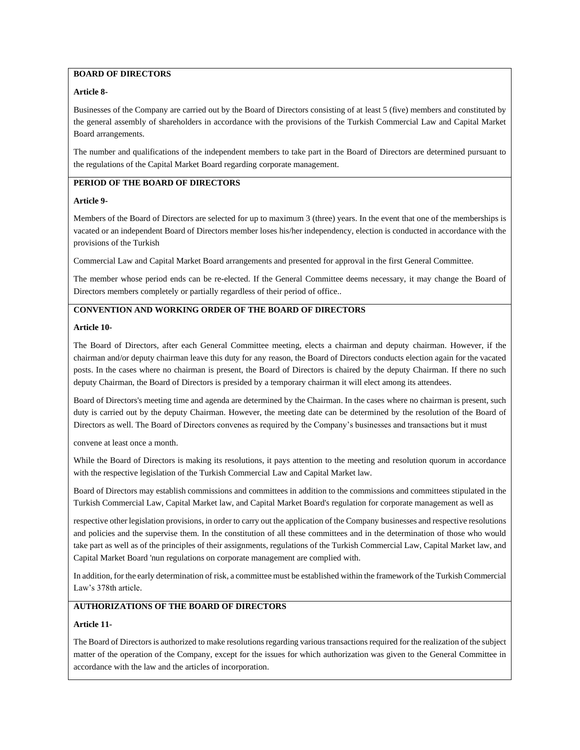**BOARD OF DIRECTORS**

**Article 8-**

Businesses of the Company are carried out by the Board of Directors consisting of at least 5 (five) members and constituted by the general assembly of shareholders in accordance with the provisions of the Turkish Commercial Law and Capital Market Board arrangements.

The number and qualifications of the independent members to take part in the Board of Directors are determined pursuant to the regulations of the Capital Market Board regarding corporate management.

**PERIOD OF THE BOARD OF DIRECTORS**

**Article 9-**

Members of the Board of Directors are selected for up to maximum 3 (three) years. In the event that one of the memberships is vacated or an independent Board of Directors member loses his/her independency, election is conducted in accordance with the provisions of the Turkish

Commercial Law and Capital Market Board arrangements and presented for approval in the first General Committee.

The member whose period ends can be re-elected. If the General Committee deems necessary, it may change the Board of Directors members completely or partially regardless of their period of office..

**CONVENTION AND WORKING ORDER OF THE BOARD OF DIRECTORS**

**Article 10-**

The Board of Directors, after each General Committee meeting, elects a chairman and deputy chairman. However, if the chairman and/or deputy chairman leave this duty for any reason, the Board of Directors conducts election again for the vacated posts. In the cases where no chairman is present, the Board of Directors is chaired by the deputy Chairman. If there no such deputy Chairman, the Board of Directors is presided by a temporary chairman it will elect among its attendees.

Board of Directors's meeting time and agenda are determined by the Chairman. In the cases where no chairman is present, such duty is carried out by the deputy Chairman. However, the meeting date can be determined by the resolution of the Board of Directors as well. The Board of Directors convenes as required by the Company's businesses and transactions but it must

convene at least once a month.

While the Board of Directors is making its resolutions, it pays attention to the meeting and resolution quorum in accordance with the respective legislation of the Turkish Commercial Law and Capital Market law.

Board of Directors may establish commissions and committees in addition to the commissions and committees stipulated in the Turkish Commercial Law, Capital Market law, and Capital Market Board's regulation for corporate management as well as

respective other legislation provisions, in order to carry out the application of the Company businesses and respective resolutions and policies and the supervise them. In the constitution of all these committees and in the determination of those who would take part as well as of the principles of their assignments, regulations of the Turkish Commercial Law, Capital Market law, and Capital Market Board 'nun regulations on corporate management are complied with.

In addition, for the early determination of risk, a committee must be established within the framework of the Turkish Commercial Law's 378th article.

**AUTHORIZATIONS OF THE BOARD OF DIRECTORS**

**Article 11-**

The Board of Directors is authorized to make resolutions regarding various transactions required for the realization of the subject matter of the operation of the Company, except for the issues for which authorization was given to the General Committee in accordance with the law and the articles of incorporation.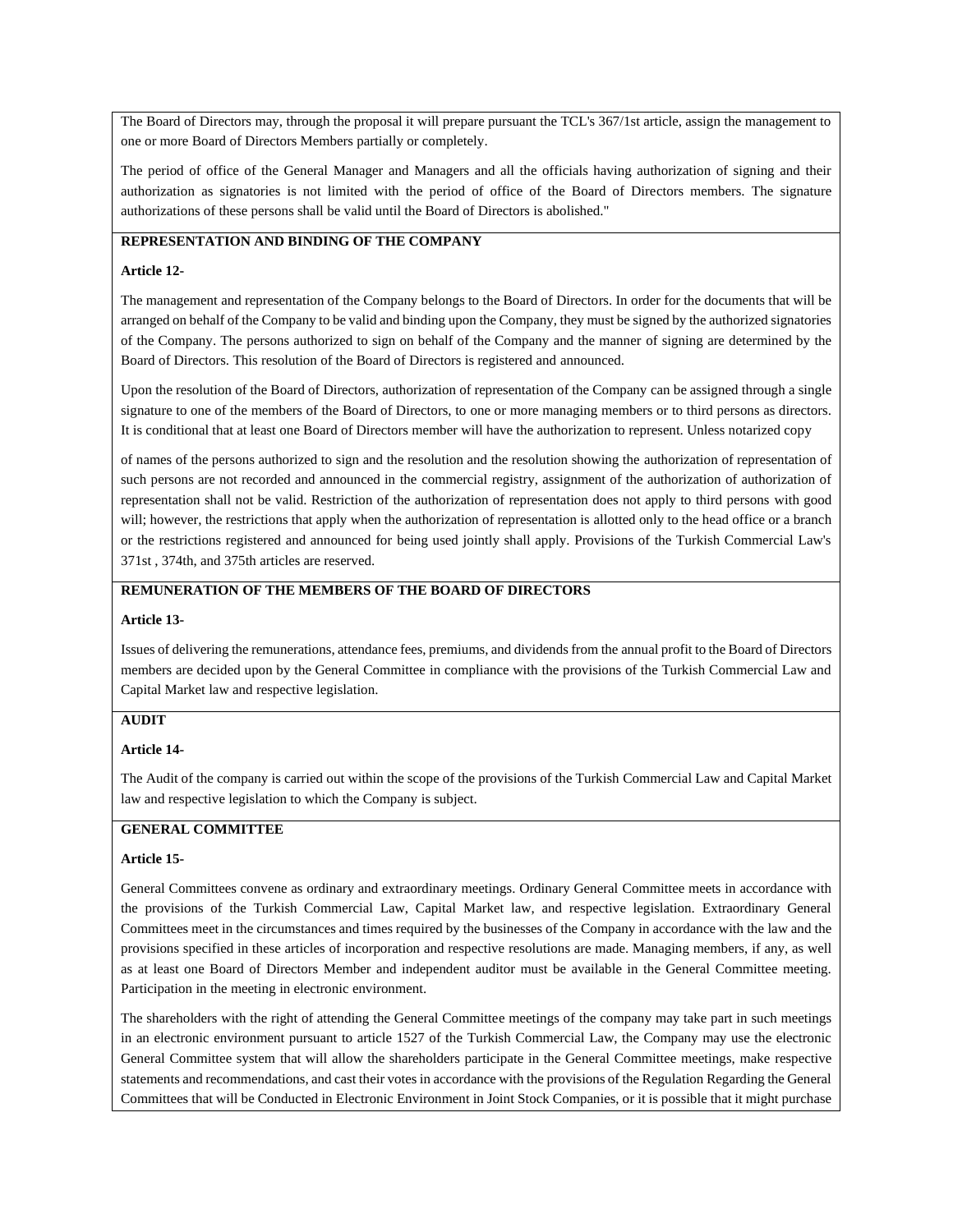The Board of Directors may, through the proposal it will prepare pursuant the TCL's 367/1st article, assign the management to one or more Board of Directors Members partially or completely.

The period of office of the General Manager and Managers and all the officials having authorization of signing and their authorization as signatories is not limited with the period of office of the Board of Directors members. The signature authorizations of these persons shall be valid until the Board of Directors is abolished."

**REPRESENTATION AND BINDING OF THE COMPANY**

**Article 12-**

The management and representation of the Company belongs to the Board of Directors. In order for the documents that will be arranged on behalf of the Company to be valid and binding upon the Company, they must be signed by the authorized signatories of the Company. The persons authorized to sign on behalf of the Company and the manner of signing are determined by the Board of Directors. This resolution of the Board of Directors is registered and announced.

Upon the resolution of the Board of Directors, authorization of representation of the Company can be assigned through a single signature to one of the members of the Board of Directors, to one or more managing members or to third persons as directors. It is conditional that at least one Board of Directors member will have the authorization to represent. Unless notarized copy

of names of the persons authorized to sign and the resolution and the resolution showing the authorization of representation of such persons are not recorded and announced in the commercial registry, assignment of the authorization of authorization of representation shall not be valid. Restriction of the authorization of representation does not apply to third persons with good will; however, the restrictions that apply when the authorization of representation is allotted only to the head office or a branch or the restrictions registered and announced for being used jointly shall apply. Provisions of the Turkish Commercial Law's 371st , 374th, and 375th articles are reserved.

**REMUNERATION OF THE MEMBERS OF THE BOARD OF DIRECTORS**

**Article 13-**

Issues of delivering the remunerations, attendance fees, premiums, and dividends from the annual profit to the Board of Directors members are decided upon by the General Committee in compliance with the provisions of the Turkish Commercial Law and Capital Market law and respective legislation.

**AUDIT**

**Article 14-**

The Audit of the company is carried out within the scope of the provisions of the Turkish Commercial Law and Capital Market law and respective legislation to which the Company is subject.

**GENERAL COMMITTEE**

**Article 15-**

General Committees convene as ordinary and extraordinary meetings. Ordinary General Committee meets in accordance with the provisions of the Turkish Commercial Law, Capital Market law, and respective legislation. Extraordinary General Committees meet in the circumstances and times required by the businesses of the Company in accordance with the law and the provisions specified in these articles of incorporation and respective resolutions are made. Managing members, if any, as well as at least one Board of Directors Member and independent auditor must be available in the General Committee meeting. Participation in the meeting in electronic environment.

The shareholders with the right of attending the General Committee meetings of the company may take part in such meetings in an electronic environment pursuant to article 1527 of the Turkish Commercial Law, the Company may use the electronic General Committee system that will allow the shareholders participate in the General Committee meetings, make respective statements and recommendations, and cast their votes in accordance with the provisions of the Regulation Regarding the General Committees that will be Conducted in Electronic Environment in Joint Stock Companies, or it is possible that it might purchase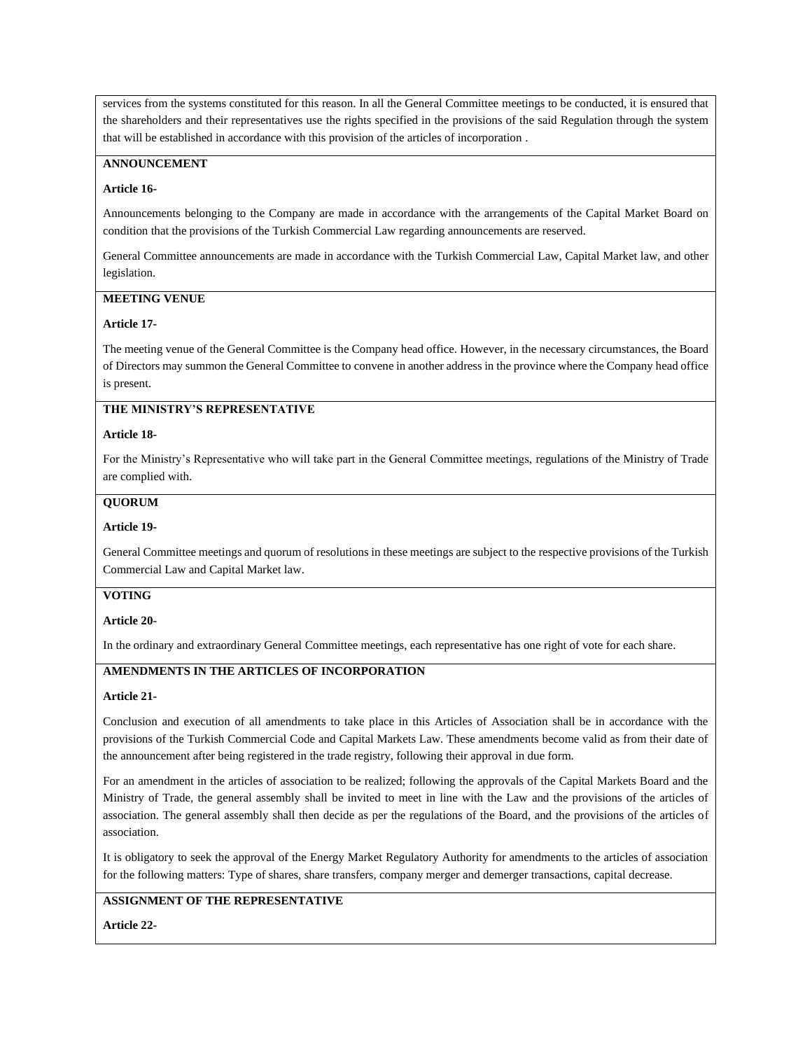services from the systems constituted for this reason. In all the General Committee meetings to be conducted, it is ensured that the shareholders and their representatives use the rights specified in the provisions of the said Regulation through the system that will be established in accordance with this provision of the articles of incorporation .

**ANNOUNCEMENT**

**Article 16-**

Announcements belonging to the Company are made in accordance with the arrangements of the Capital Market Board on condition that the provisions of the Turkish Commercial Law regarding announcements are reserved.

General Committee announcements are made in accordance with the Turkish Commercial Law, Capital Market law, and other legislation.

**MEETING VENUE**

**Article 17-**

The meeting venue of the General Committee is the Company head office. However, in the necessary circumstances, the Board of Directors may summon the General Committee to convene in another address in the province where the Company head office is present.

**THE MINISTRY'S REPRESENTATIVE**

**Article 18-**

For the Ministry's Representative who will take part in the General Committee meetings, regulations of the Ministry of Trade are complied with.

**QUORUM**

**Article 19-**

General Committee meetings and quorum of resolutions in these meetings are subject to the respective provisions of the Turkish Commercial Law and Capital Market law.

**VOTING**

**Article 20-**

In the ordinary and extraordinary General Committee meetings, each representative has one right of vote for each share.

**AMENDMENTS IN THE ARTICLES OF INCORPORATION**

**Article 21-**

Conclusion and execution of all amendments to take place in this Articles of Association shall be in accordance with the provisions of the Turkish Commercial Code and Capital Markets Law. These amendments become valid as from their date of the announcement after being registered in the trade registry, following their approval in due form.

For an amendment in the articles of association to be realized; following the approvals of the Capital Markets Board and the Ministry of Trade, the general assembly shall be invited to meet in line with the Law and the provisions of the articles of association. The general assembly shall then decide as per the regulations of the Board, and the provisions of the articles of association.

It is obligatory to seek the approval of the Energy Market Regulatory Authority for amendments to the articles of association for the following matters: Type of shares, share transfers, company merger and demerger transactions, capital decrease.

**ASSIGNMENT OF THE REPRESENTATIVE**

**Article 22-**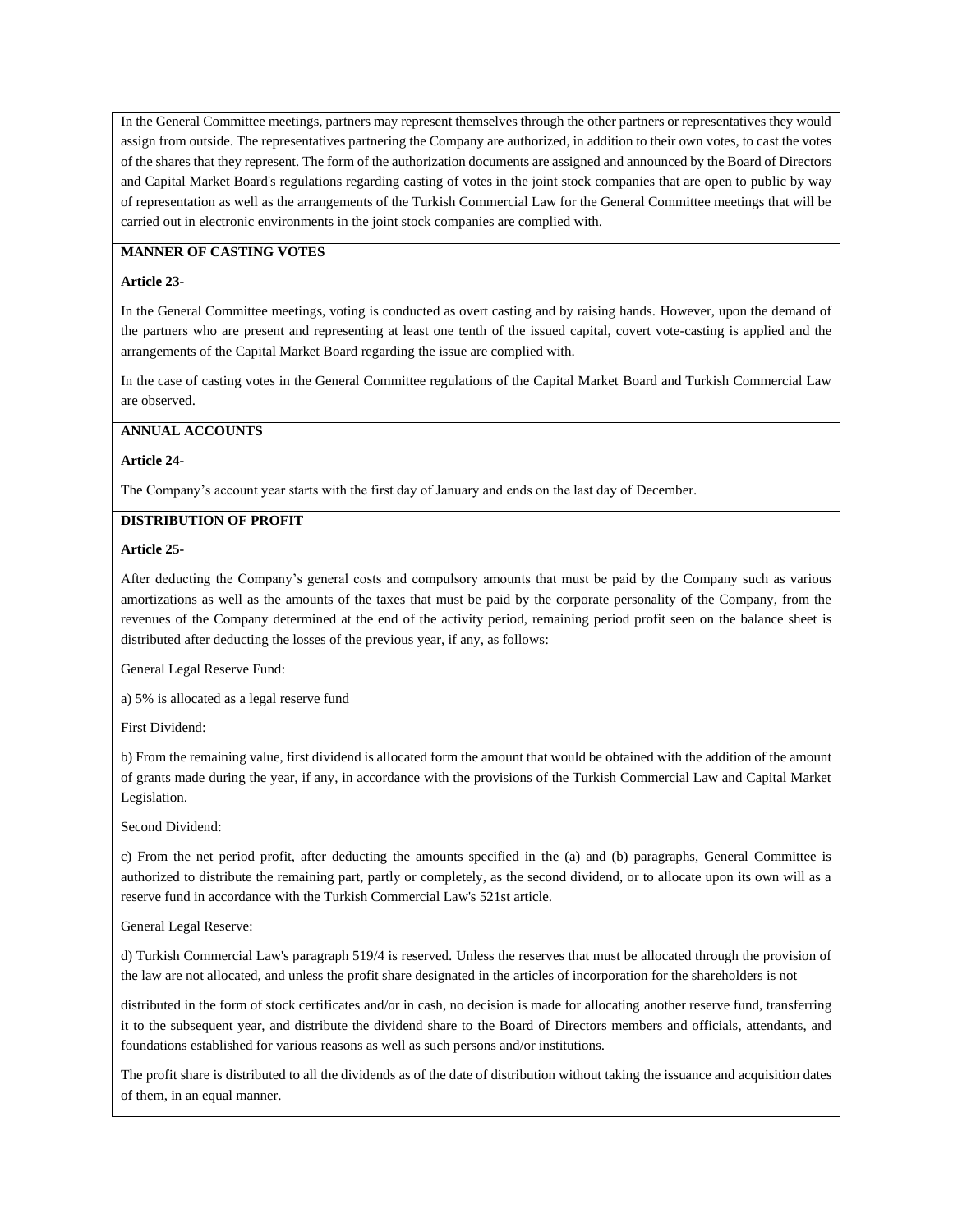In the General Committee meetings, partners may represent themselves through the other partners or representatives they would assign from outside. The representatives partnering the Company are authorized, in addition to their own votes, to cast the votes of the shares that they represent. The form of the authorization documents are assigned and announced by the Board of Directors and Capital Market Board's regulations regarding casting of votes in the joint stock companies that are open to public by way of representation as well as the arrangements of the Turkish Commercial Law for the General Committee meetings that will be carried out in electronic environments in the joint stock companies are complied with.

**MANNER OF CASTING VOTES**

**Article 23-**

In the General Committee meetings, voting is conducted as overt casting and by raising hands. However, upon the demand of the partners who are present and representing at least one tenth of the issued capital, covert vote-casting is applied and the arrangements of the Capital Market Board regarding the issue are complied with.

In the case of casting votes in the General Committee regulations of the Capital Market Board and Turkish Commercial Law are observed.

**ANNUAL ACCOUNTS**

**Article 24-**

The Company's account year starts with the first day of January and ends on the last day of December.

**DISTRIBUTION OF PROFIT**

**Article 25-**

After deducting the Company's general costs and compulsory amounts that must be paid by the Company such as various amortizations as well as the amounts of the taxes that must be paid by the corporate personality of the Company, from the revenues of the Company determined at the end of the activity period, remaining period profit seen on the balance sheet is distributed after deducting the losses of the previous year, if any, as follows:

General Legal Reserve Fund:

a) 5% is allocated as a legal reserve fund

First Dividend:

b) From the remaining value, first dividend is allocated form the amount that would be obtained with the addition of the amount of grants made during the year, if any, in accordance with the provisions of the Turkish Commercial Law and Capital Market Legislation.

Second Dividend:

c) From the net period profit, after deducting the amounts specified in the (a) and (b) paragraphs, General Committee is authorized to distribute the remaining part, partly or completely, as the second dividend, or to allocate upon its own will as a reserve fund in accordance with the Turkish Commercial Law's 521st article.

General Legal Reserve:

d) Turkish Commercial Law's paragraph 519/4 is reserved. Unless the reserves that must be allocated through the provision of the law are not allocated, and unless the profit share designated in the articles of incorporation for the shareholders is not distributed in the form of stock certificates and/or in cash, no decision is made for allocating another reserve fund, transferring it to the subsequent year, and distribute the dividend share to the Board of Directors members and officials, attendants, and foundations established for various reasons as well as such persons and/or institutions.

The profit share is distributed to all the dividends as of the date of distribution without taking the issuance and acquisition dates of them, in an equal manner.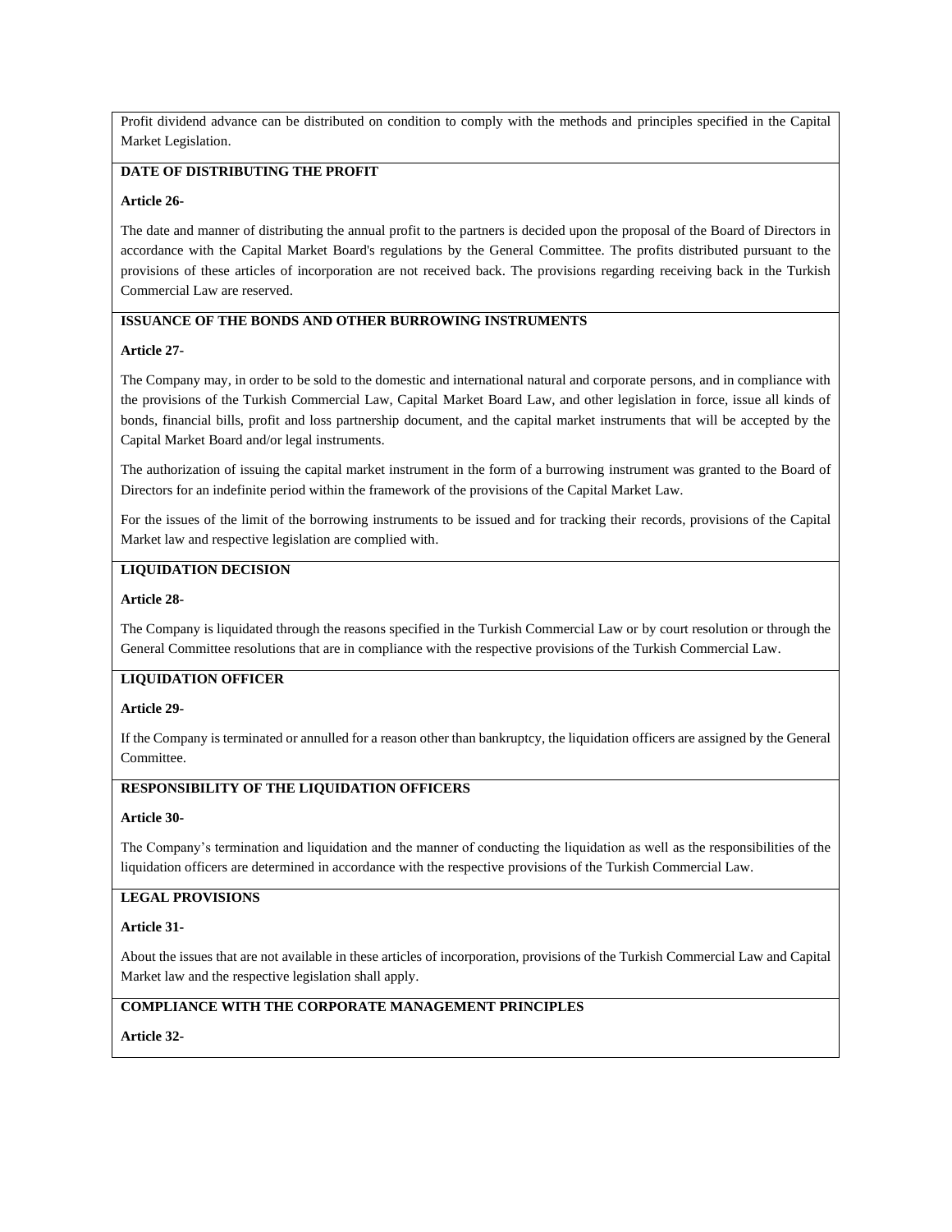Profit dividend advance can be distributed on condition to comply with the methods and principles specified in the Capital Market Legislation.

**DATE OF DISTRIBUTING THE PROFIT**

**Article 26-**

The date and manner of distributing the annual profit to the partners is decided upon the proposal of the Board of Directors in accordance with the Capital Market Board's regulations by the General Committee. The profits distributed pursuant to the provisions of these articles of incorporation are not received back. The provisions regarding receiving back in the Turkish Commercial Law are reserved.

**ISSUANCE OF THE BONDS AND OTHER BURROWING INSTRUMENTS**

**Article 27-**

The Company may, in order to be sold to the domestic and international natural and corporate persons, and in compliance with the provisions of the Turkish Commercial Law, Capital Market Board Law, and other legislation in force, issue all kinds of bonds, financial bills, profit and loss partnership document, and the capital market instruments that will be accepted by the Capital Market Board and/or legal instruments.

The authorization of issuing the capital market instrument in the form of a burrowing instrument was granted to the Board of Directors for an indefinite period within the framework of the provisions of the Capital Market Law.

For the issues of the limit of the borrowing instruments to be issued and for tracking their records, provisions of the Capital Market law and respective legislation are complied with.

**LIQUIDATION DECISION**

**Article 28-**

The Company is liquidated through the reasons specified in the Turkish Commercial Law or by court resolution or through the General Committee resolutions that are in compliance with the respective provisions of the Turkish Commercial Law.

**LIQUIDATION OFFICER**

**Article 29-**

If the Company is terminated or annulled for a reason other than bankruptcy, the liquidation officers are assigned by the General Committee.

**RESPONSIBILITY OF THE LIQUIDATION OFFICERS**

**Article 30-**

The Company's termination and liquidation and the manner of conducting the liquidation as well as the responsibilities of the liquidation officers are determined in accordance with the respective provisions of the Turkish Commercial Law.

**LEGAL PROVISIONS**

**Article 31-**

About the issues that are not available in these articles of incorporation, provisions of the Turkish Commercial Law and Capital Market law and the respective legislation shall apply.

**COMPLIANCE WITH THE CORPORATE MANAGEMENT PRINCIPLES**

**Article 32-**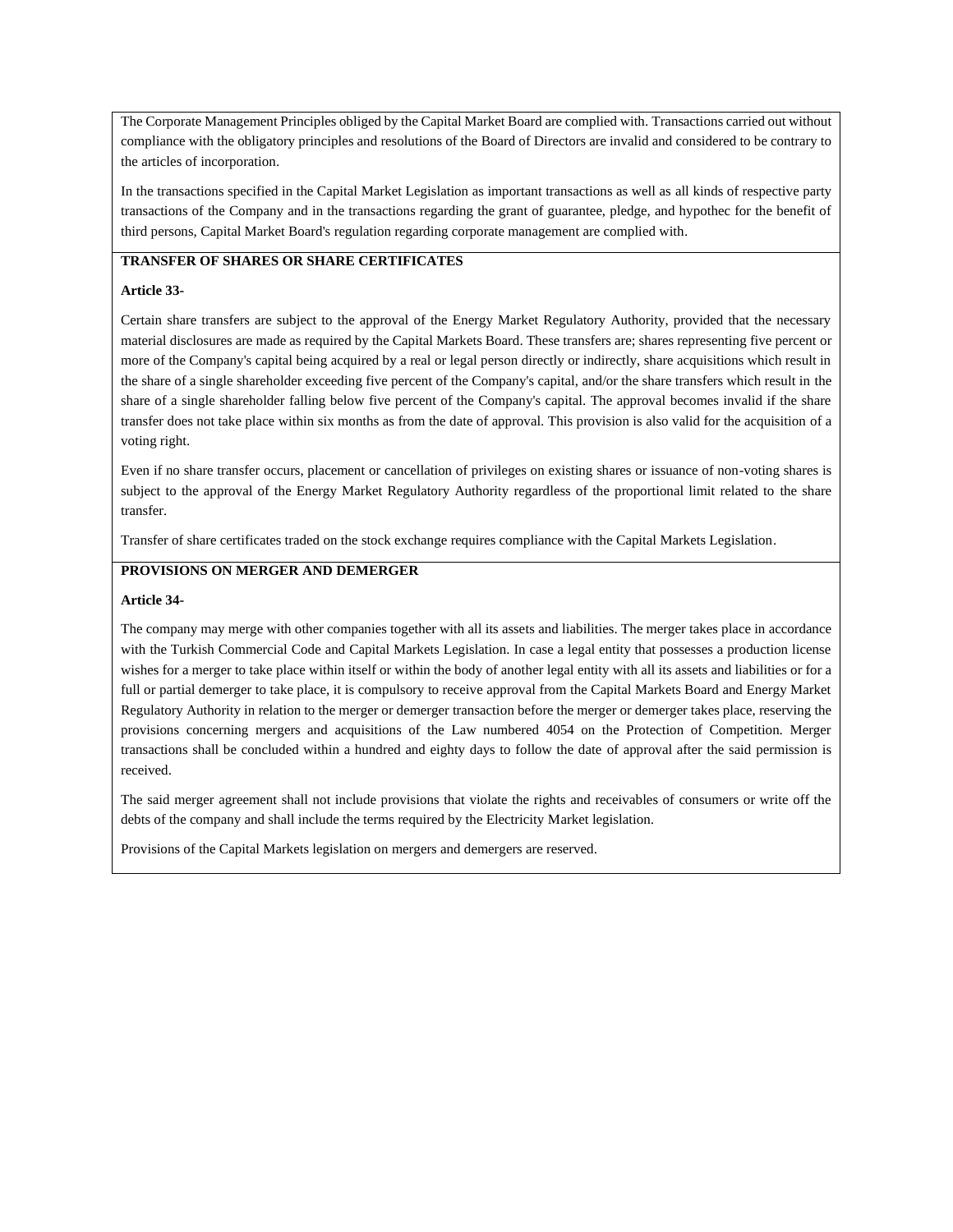The Corporate Management Principles obliged by the Capital Market Board are complied with. Transactions carried out without compliance with the obligatory principles and resolutions of the Board of Directors are invalid and considered to be contrary to the articles of incorporation.

In the transactions specified in the Capital Market Legislation as important transactions as well as all kinds of respective party transactions of the Company and in the transactions regarding the grant of guarantee, pledge, and hypothec for the benefit of third persons, Capital Market Board's regulation regarding corporate management are complied with.

**TRANSFER OF SHARES OR SHARE CERTIFICATES**

**Article 33-**

Certain share transfers are subject to the approval of the Energy Market Regulatory Authority, provided that the necessary material disclosures are made as required by the Capital Markets Board. These transfers are; shares representing five percent or more of the Company's capital being acquired by a real or legal person directly or indirectly, share acquisitions which result in the share of a single shareholder exceeding five percent of the Company's capital, and/or the share transfers which result in the share of a single shareholder falling below five percent of the Company's capital. The approval becomes invalid if the share transfer does not take place within six months as from the date of approval. This provision is also valid for the acquisition of a voting right.

Even if no share transfer occurs, placement or cancellation of privileges on existing shares or issuance of non-voting shares is subject to the approval of the Energy Market Regulatory Authority regardless of the proportional limit related to the share transfer.

Transfer of share certificates traded on the stock exchange requires compliance with the Capital Markets Legislation.

**PROVISIONS ON MERGER AND DEMERGER**

**Article 34-**

The company may merge with other companies together with all its assets and liabilities. The merger takes place in accordance with the Turkish Commercial Code and Capital Markets Legislation. In case a legal entity that possesses a production license wishes for a merger to take place within itself or within the body of another legal entity with all its assets and liabilities or for a full or partial demerger to take place, it is compulsory to receive approval from the Capital Markets Board and Energy Market Regulatory Authority in relation to the merger or demerger transaction before the merger or demerger takes place, reserving the provisions concerning mergers and acquisitions of the Law numbered 4054 on the Protection of Competition. Merger transactions shall be concluded within a hundred and eighty days to follow the date of approval after the said permission is received.

The said merger agreement shall not include provisions that violate the rights and receivables of consumers or write off the debts of the company and shall include the terms required by the Electricity Market legislation.

Provisions of the Capital Markets legislation on mergers and demergers are reserved.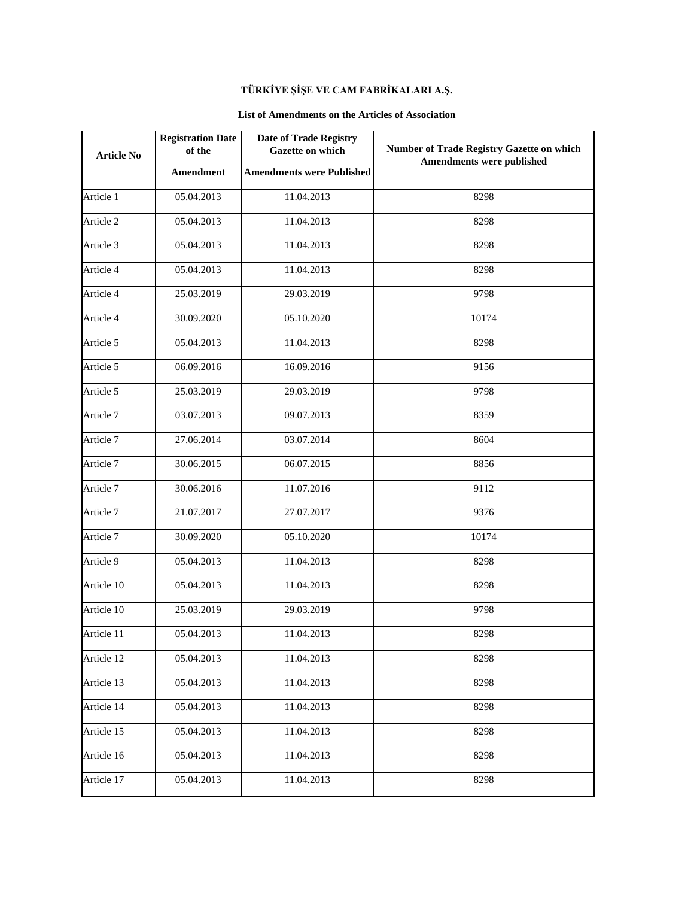**TÜRKİYE ŞİŞE VE CAM FABRİKALARI A.Ş.**

**List of Amendments on the Articles of Association**

| Article No | Registration Date of the Amendment | Date of Trade Registry Gazette on which Amendments were Published | Number of Trade Registry Gazette on which Amendments were published |
|---|---|---|---|
| Article 1 | 05.04.2013 | 11.04.2013 | 8298 |
| Article 2 | 05.04.2013 | 11.04.2013 | 8298 |
| Article 3 | 05.04.2013 | 11.04.2013 | 8298 |
| Article 4 | 05.04.2013 | 11.04.2013 | 8298 |
| Article 4 | 25.03.2019 | 29.03.2019 | 9798 |
| Article 4 | 30.09.2020 | 05.10.2020 | 10174 |
| Article 5 | 05.04.2013 | 11.04.2013 | 8298 |
| Article 5 | 06.09.2016 | 16.09.2016 | 9156 |
| Article 5 | 25.03.2019 | 29.03.2019 | 9798 |
| Article 7 | 03.07.2013 | 09.07.2013 | 8359 |
| Article 7 | 27.06.2014 | 03.07.2014 | 8604 |
| Article 7 | 30.06.2015 | 06.07.2015 | 8856 |
| Article 7 | 30.06.2016 | 11.07.2016 | 9112 |
| Article 7 | 21.07.2017 | 27.07.2017 | 9376 |
| Article 7 | 30.09.2020 | 05.10.2020 | 10174 |
| Article 9 | 05.04.2013 | 11.04.2013 | 8298 |
| Article 10 | 05.04.2013 | 11.04.2013 | 8298 |
| Article 10 | 25.03.2019 | 29.03.2019 | 9798 |
| Article 11 | 05.04.2013 | 11.04.2013 | 8298 |
| Article 12 | 05.04.2013 | 11.04.2013 | 8298 |
| Article 13 | 05.04.2013 | 11.04.2013 | 8298 |
| Article 14 | 05.04.2013 | 11.04.2013 | 8298 |
| Article 15 | 05.04.2013 | 11.04.2013 | 8298 |
| Article 16 | 05.04.2013 | 11.04.2013 | 8298 |
| Article 17 | 05.04.2013 | 11.04.2013 | 8298 |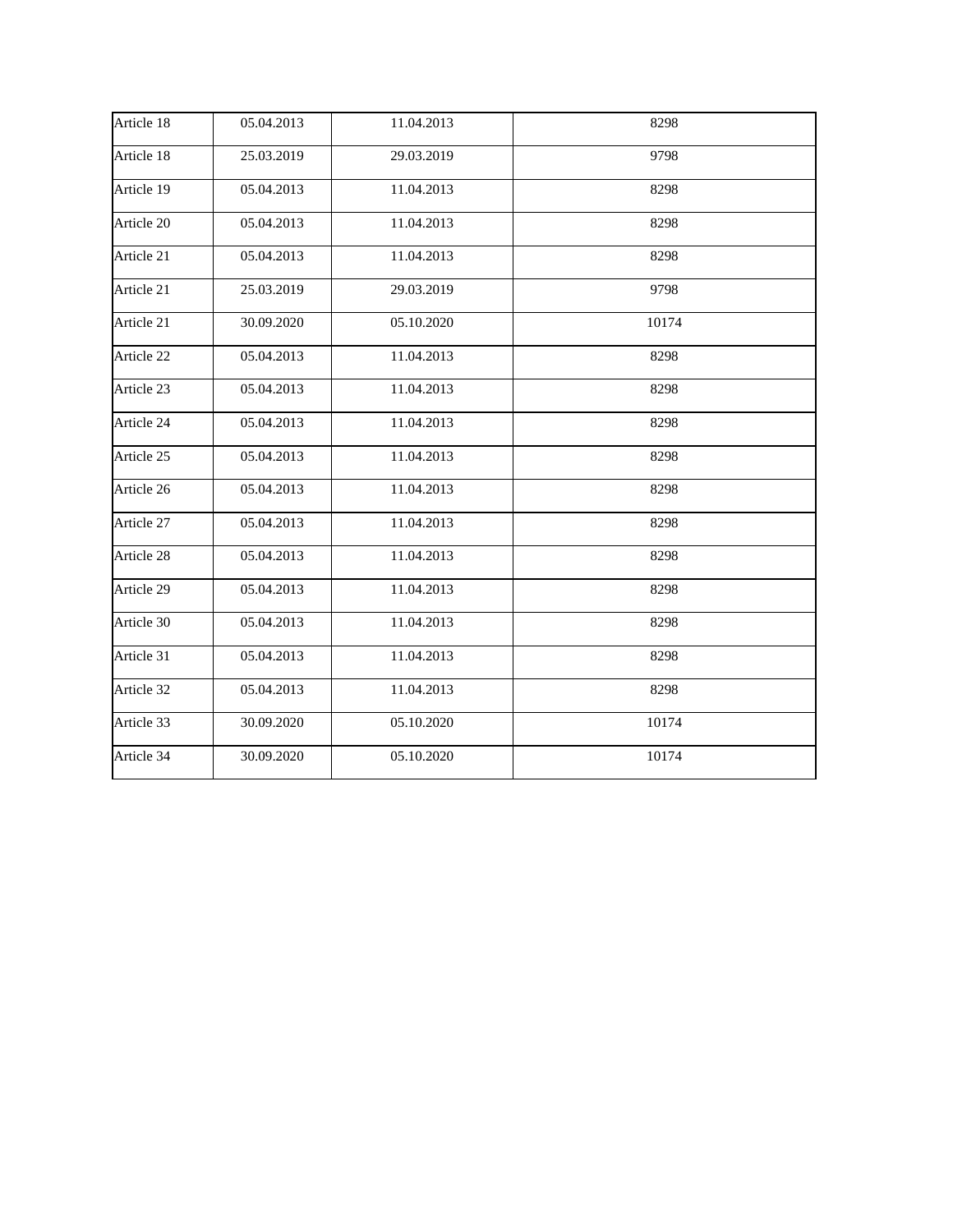| | | | |
|---|---|---|---|
| Article 18 | 05.04.2013 | 11.04.2013 | 8298 |
| Article 18 | 25.03.2019 | 29.03.2019 | 9798 |
| Article 19 | 05.04.2013 | 11.04.2013 | 8298 |
| Article 20 | 05.04.2013 | 11.04.2013 | 8298 |
| Article 21 | 05.04.2013 | 11.04.2013 | 8298 |
| Article 21 | 25.03.2019 | 29.03.2019 | 9798 |
| Article 21 | 30.09.2020 | 05.10.2020 | 10174 |
| Article 22 | 05.04.2013 | 11.04.2013 | 8298 |
| Article 23 | 05.04.2013 | 11.04.2013 | 8298 |
| Article 24 | 05.04.2013 | 11.04.2013 | 8298 |
| Article 25 | 05.04.2013 | 11.04.2013 | 8298 |
| Article 26 | 05.04.2013 | 11.04.2013 | 8298 |
| Article 27 | 05.04.2013 | 11.04.2013 | 8298 |
| Article 28 | 05.04.2013 | 11.04.2013 | 8298 |
| Article 29 | 05.04.2013 | 11.04.2013 | 8298 |
| Article 30 | 05.04.2013 | 11.04.2013 | 8298 |
| Article 31 | 05.04.2013 | 11.04.2013 | 8298 |
| Article 32 | 05.04.2013 | 11.04.2013 | 8298 |
| Article 33 | 30.09.2020 | 05.10.2020 | 10174 |
| Article 34 | 30.09.2020 | 05.10.2020 | 10174 |